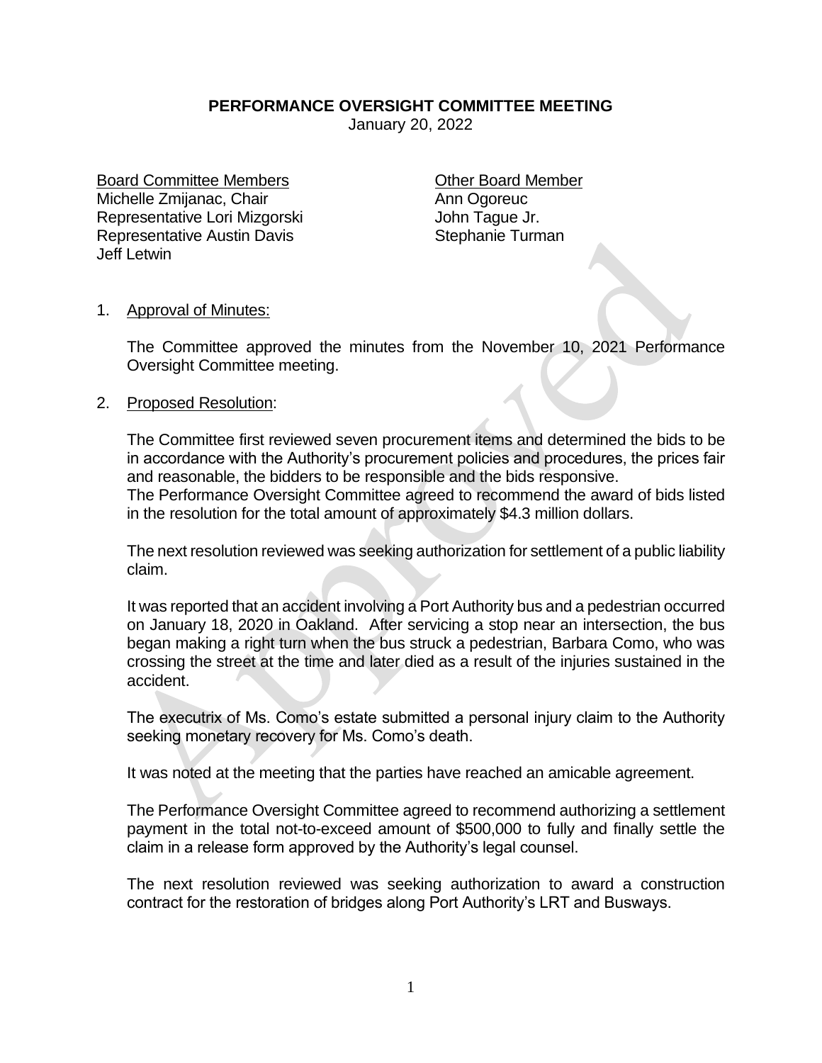**PERFORMANCE OVERSIGHT COMMITTEE MEETING**

January 20, 2022

| Board Committee Members | Other Board Member |
|---|---|
| Michelle Zmijanac, Chair | Ann Ogoreuc |
| Representative Lori Mizgorski | John Tague Jr. |
| Representative Austin Davis | Stephanie Turman |
| Jeff Letwin | |

1. Approval of Minutes:

   The Committee approved the minutes from the November 10, 2021 Performance Oversight Committee meeting.

2. Proposed Resolution:

   The Committee first reviewed seven procurement items and determined the bids to be in accordance with the Authority's procurement policies and procedures, the prices fair and reasonable, the bidders to be responsible and the bids responsive.
   The Performance Oversight Committee agreed to recommend the award of bids listed in the resolution for the total amount of approximately $4.3 million dollars.

   The next resolution reviewed was seeking authorization for settlement of a public liability claim.

   It was reported that an accident involving a Port Authority bus and a pedestrian occurred on January 18, 2020 in Oakland. After servicing a stop near an intersection, the bus began making a right turn when the bus struck a pedestrian, Barbara Como, who was crossing the street at the time and later died as a result of the injuries sustained in the accident.

   The executrix of Ms. Como's estate submitted a personal injury claim to the Authority seeking monetary recovery for Ms. Como's death.

   It was noted at the meeting that the parties have reached an amicable agreement.

   The Performance Oversight Committee agreed to recommend authorizing a settlement payment in the total not-to-exceed amount of $500,000 to fully and finally settle the claim in a release form approved by the Authority's legal counsel.

   The next resolution reviewed was seeking authorization to award a construction contract for the restoration of bridges along Port Authority's LRT and Busways.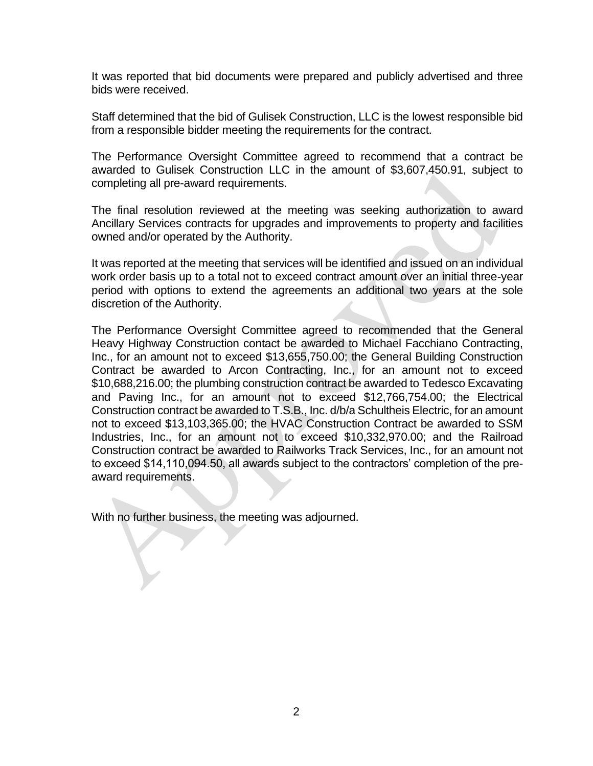It was reported that bid documents were prepared and publicly advertised and three bids were received.

Staff determined that the bid of Gulisek Construction, LLC is the lowest responsible bid from a responsible bidder meeting the requirements for the contract.

The Performance Oversight Committee agreed to recommend that a contract be awarded to Gulisek Construction LLC in the amount of $3,607,450.91, subject to completing all pre-award requirements.

The final resolution reviewed at the meeting was seeking authorization to award Ancillary Services contracts for upgrades and improvements to property and facilities owned and/or operated by the Authority.

It was reported at the meeting that services will be identified and issued on an individual work order basis up to a total not to exceed contract amount over an initial three-year period with options to extend the agreements an additional two years at the sole discretion of the Authority.

The Performance Oversight Committee agreed to recommended that the General Heavy Highway Construction contact be awarded to Michael Facchiano Contracting, Inc., for an amount not to exceed $13,655,750.00; the General Building Construction Contract be awarded to Arcon Contracting, Inc., for an amount not to exceed $10,688,216.00; the plumbing construction contract be awarded to Tedesco Excavating and Paving Inc., for an amount not to exceed $12,766,754.00; the Electrical Construction contract be awarded to T.S.B., Inc. d/b/a Schultheis Electric, for an amount not to exceed $13,103,365.00; the HVAC Construction Contract be awarded to SSM Industries, Inc., for an amount not to exceed $10,332,970.00; and the Railroad Construction contract be awarded to Railworks Track Services, Inc., for an amount not to exceed $14,110,094.50, all awards subject to the contractors' completion of the pre-award requirements.

With no further business, the meeting was adjourned.